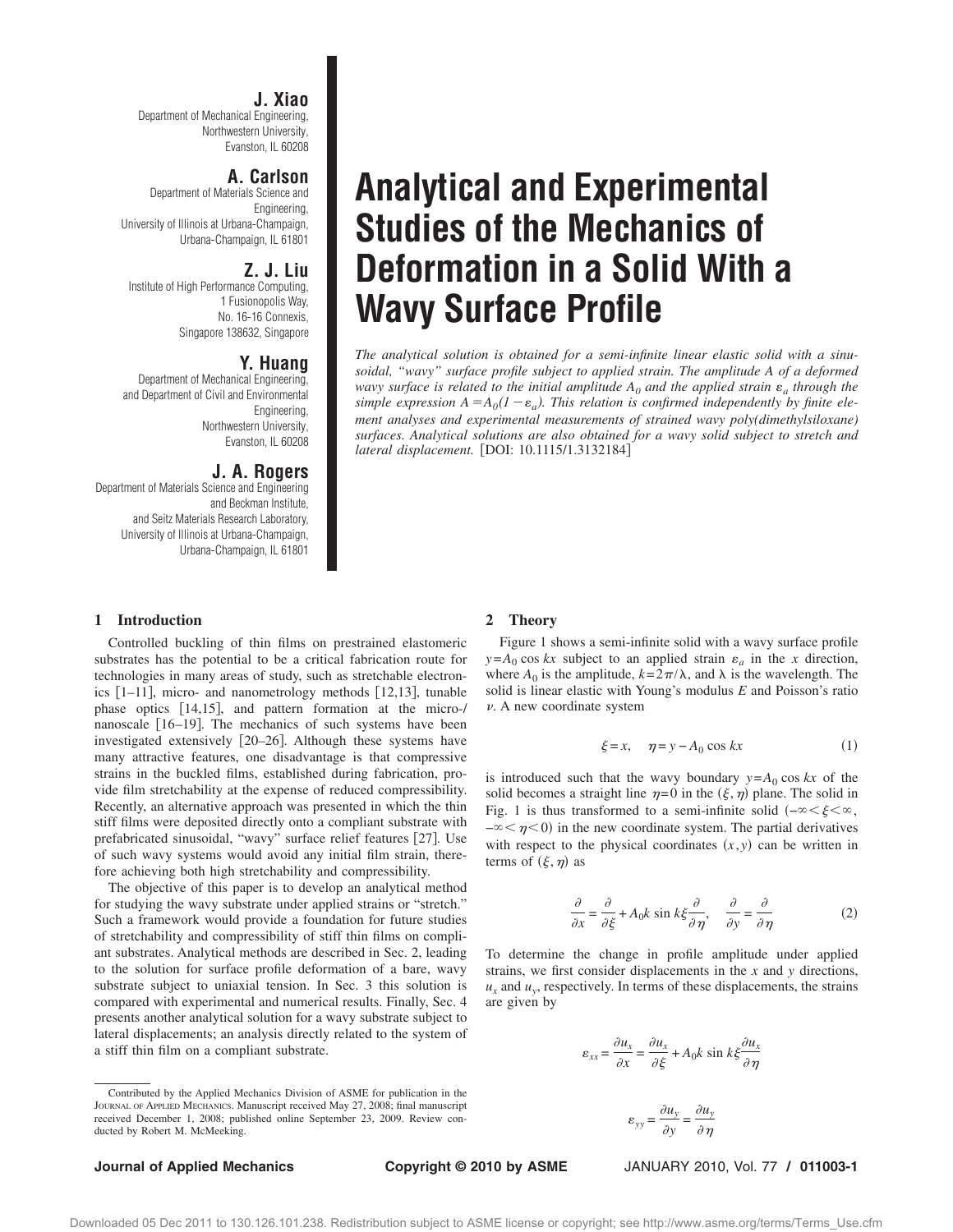**J. Xiao**
Department of Mechanical Engineering,
Northwestern University,
Evanston, IL 60208

**A. Carlson**
Department of Materials Science and Engineering,
University of Illinois at Urbana-Champaign,
Urbana-Champaign, IL 61801

**Z. J. Liu**
Institute of High Performance Computing,
1 Fusionopolis Way,
No. 16-16 Connexis,
Singapore 138632, Singapore

**Y. Huang**
Department of Mechanical Engineering,
and Department of Civil and Environmental Engineering,
Northwestern University,
Evanston, IL 60208

**J. A. Rogers**
Department of Materials Science and Engineering
and Beckman Institute,
and Seitz Materials Research Laboratory,
University of Illinois at Urbana-Champaign,
Urbana-Champaign, IL 61801

# Analytical and Experimental Studies of the Mechanics of Deformation in a Solid With a Wavy Surface Profile

*The analytical solution is obtained for a semi-infinite linear elastic solid with a sinusoidal, "wavy" surface profile subject to applied strain. The amplitude A of a deformed wavy surface is related to the initial amplitude $A_0$ and the applied strain $\varepsilon_a$ through the simple expression $A=A_0(1-\varepsilon_a)$. This relation is confirmed independently by finite element analyses and experimental measurements of strained wavy poly(dimethylsiloxane) surfaces. Analytical solutions are also obtained for a wavy solid subject to stretch and lateral displacement.* [DOI: 10.1115/1.3132184]

## 1 Introduction

Controlled buckling of thin films on prestrained elastomeric substrates has the potential to be a critical fabrication route for technologies in many areas of study, such as stretchable electronics [1–11], micro- and nanometrology methods [12,13], tunable phase optics [14,15], and pattern formation at the micro-/nanoscale [16–19]. The mechanics of such systems have been investigated extensively [20–26]. Although these systems have many attractive features, one disadvantage is that compressive strains in the buckled films, established during fabrication, provide film stretchability at the expense of reduced compressibility. Recently, an alternative approach was presented in which the thin stiff films were deposited directly onto a compliant substrate with prefabricated sinusoidal, "wavy" surface relief features [27]. Use of such wavy systems would avoid any initial film strain, therefore achieving both high stretchability and compressibility.

The objective of this paper is to develop an analytical method for studying the wavy substrate under applied strains or "stretch." Such a framework would provide a foundation for future studies of stretchability and compressibility of stiff thin films on compliant substrates. Analytical methods are described in Sec. 2, leading to the solution for surface profile deformation of a bare, wavy substrate subject to uniaxial tension. In Sec. 3 this solution is compared with experimental and numerical results. Finally, Sec. 4 presents another analytical solution for a wavy substrate subject to lateral displacements; an analysis directly related to the system of a stiff thin film on a compliant substrate.

Contributed by the Applied Mechanics Division of ASME for publication in the JOURNAL OF APPLIED MECHANICS. Manuscript received May 27, 2008; final manuscript received December 1, 2008; published online September 23, 2009. Review conducted by Robert M. McMeeking.

## 2 Theory

Figure 1 shows a semi-infinite solid with a wavy surface profile $y=A_0\cos kx$ subject to an applied strain $\varepsilon_a$ in the $x$ direction, where $A_0$ is the amplitude, $k=2\pi/\lambda$, and $\lambda$ is the wavelength. The solid is linear elastic with Young's modulus $E$ and Poisson's ratio $\nu$. A new coordinate system

$$\xi = x, \quad \eta = y - A_0 \cos kx \tag{1}$$

is introduced such that the wavy boundary $y=A_0\cos kx$ of the solid becomes a straight line $\eta=0$ in the $(\xi,\eta)$ plane. The solid in Fig. 1 is thus transformed to a semi-infinite solid ($-\infty<\xi<\infty$, $-\infty<\eta<0$) in the new coordinate system. The partial derivatives with respect to the physical coordinates $(x,y)$ can be written in terms of $(\xi,\eta)$ as

$$\frac{\partial}{\partial x} = \frac{\partial}{\partial \xi} + A_0 k \sin k\xi \frac{\partial}{\partial \eta}, \quad \frac{\partial}{\partial y} = \frac{\partial}{\partial \eta} \tag{2}$$

To determine the change in profile amplitude under applied strains, we first consider displacements in the $x$ and $y$ directions, $u_x$ and $u_y$, respectively. In terms of these displacements, the strains are given by

$$\varepsilon_{xx} = \frac{\partial u_x}{\partial x} = \frac{\partial u_x}{\partial \xi} + A_0 k \sin k\xi \frac{\partial u_x}{\partial \eta}$$

$$\varepsilon_{yy} = \frac{\partial u_y}{\partial y} = \frac{\partial u_y}{\partial \eta}$$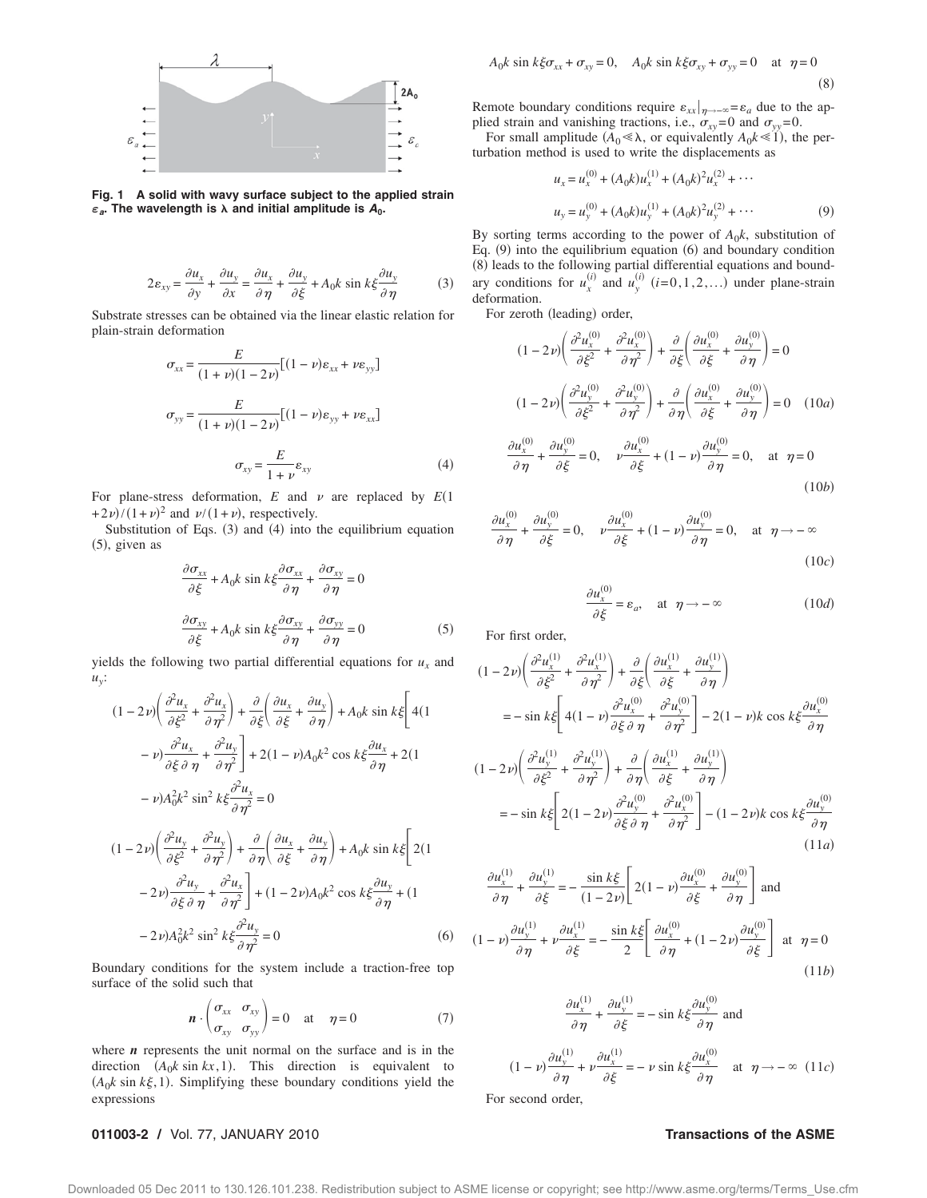Fig. 1 A solid with wavy surface subject to the applied strain $\varepsilon_a$. The wavelength is $\lambda$ and initial amplitude is $A_0$.

$$2\varepsilon_{xy} = \frac{\partial u_x}{\partial y} + \frac{\partial u_y}{\partial x} = \frac{\partial u_x}{\partial \eta} + \frac{\partial u_y}{\partial \xi} + A_0 k \sin k\xi \frac{\partial u_y}{\partial \eta} \quad (3)$$

Substrate stresses can be obtained via the linear elastic relation for plain-strain deformation

$$\sigma_{xx} = \frac{E}{(1+\nu)(1-2\nu)}[(1-\nu)\varepsilon_{xx} + \nu\varepsilon_{yy}]$$

$$\sigma_{yy} = \frac{E}{(1+\nu)(1-2\nu)}[(1-\nu)\varepsilon_{yy} + \nu\varepsilon_{xx}]$$

$$\sigma_{xy} = \frac{E}{1+\nu}\varepsilon_{xy} \quad (4)$$

For plane-stress deformation, $E$ and $\nu$ are replaced by $E(1+2\nu)/(1+\nu)^2$ and $\nu/(1+\nu)$, respectively.

Substitution of Eqs. (3) and (4) into the equilibrium equation (5), given as

$$\frac{\partial \sigma_{xx}}{\partial \xi} + A_0 k \sin k\xi \frac{\partial \sigma_{xx}}{\partial \eta} + \frac{\partial \sigma_{xy}}{\partial \eta} = 0$$

$$\frac{\partial \sigma_{xy}}{\partial \xi} + A_0 k \sin k\xi \frac{\partial \sigma_{xy}}{\partial \eta} + \frac{\partial \sigma_{yy}}{\partial \eta} = 0 \quad (5)$$

yields the following two partial differential equations for $u_x$ and $u_y$:

$$(1-2\nu)\left(\frac{\partial^2 u_x}{\partial \xi^2} + \frac{\partial^2 u_x}{\partial \eta^2}\right) + \frac{\partial}{\partial \xi}\left(\frac{\partial u_x}{\partial \xi} + \frac{\partial u_y}{\partial \eta}\right) + A_0 k \sin k\xi\left[4(1-\nu)\frac{\partial^2 u_x}{\partial \xi \partial \eta} + \frac{\partial^2 u_y}{\partial \eta^2}\right] + 2(1-\nu)A_0 k^2 \cos k\xi \frac{\partial u_x}{\partial \eta} + 2(1-\nu)A_0^2 k^2 \sin^2 k\xi \frac{\partial^2 u_x}{\partial \eta^2} = 0$$

$$(1-2\nu)\left(\frac{\partial^2 u_y}{\partial \xi^2} + \frac{\partial^2 u_y}{\partial \eta^2}\right) + \frac{\partial}{\partial \eta}\left(\frac{\partial u_x}{\partial \xi} + \frac{\partial u_y}{\partial \eta}\right) + A_0 k \sin k\xi\left[2(1-2\nu)\frac{\partial^2 u_y}{\partial \xi \partial \eta} + \frac{\partial^2 u_x}{\partial \eta^2}\right] + (1-2\nu)A_0 k^2 \cos k\xi \frac{\partial u_y}{\partial \eta} + (1-2\nu)A_0^2 k^2 \sin^2 k\xi \frac{\partial^2 u_y}{\partial \eta^2} = 0 \quad (6)$$

Boundary conditions for the system include a traction-free top surface of the solid such that

$$\boldsymbol{n} \cdot \begin{pmatrix} \sigma_{xx} & \sigma_{xy} \\ \sigma_{xy} & \sigma_{yy} \end{pmatrix} = 0 \quad \text{at} \quad \eta = 0 \quad (7)$$

where $\boldsymbol{n}$ represents the unit normal on the surface and is in the direction $(A_0 k \sin kx, 1)$. This direction is equivalent to $(A_0 k \sin k\xi, 1)$. Simplifying these boundary conditions yield the expressions

$$A_0 k \sin k\xi \sigma_{xx} + \sigma_{xy} = 0, \quad A_0 k \sin k\xi \sigma_{xy} + \sigma_{yy} = 0 \quad \text{at} \quad \eta = 0 \quad (8)$$

Remote boundary conditions require $\varepsilon_{xx}|_{\eta\to-\infty} = \varepsilon_a$ due to the applied strain and vanishing tractions, i.e., $\sigma_{xy}=0$ and $\sigma_{yy}=0$.

For small amplitude ($A_0 \ll \lambda$, or equivalently $A_0 k \ll 1$), the perturbation method is used to write the displacements as

$$u_x = u_x^{(0)} + (A_0 k)u_x^{(1)} + (A_0 k)^2 u_x^{(2)} + \cdots$$

$$u_y = u_y^{(0)} + (A_0 k)u_y^{(1)} + (A_0 k)^2 u_y^{(2)} + \cdots \quad (9)$$

By sorting terms according to the power of $A_0 k$, substitution of Eq. (9) into the equilibrium equation (6) and boundary condition (8) leads to the following partial differential equations and boundary conditions for $u_x^{(i)}$ and $u_y^{(i)}$ $(i=0,1,2,\ldots)$ under plane-strain deformation.

For zeroth (leading) order,

$$(1-2\nu)\left(\frac{\partial^2 u_x^{(0)}}{\partial \xi^2} + \frac{\partial^2 u_x^{(0)}}{\partial \eta^2}\right) + \frac{\partial}{\partial \xi}\left(\frac{\partial u_x^{(0)}}{\partial \xi} + \frac{\partial u_y^{(0)}}{\partial \eta}\right) = 0$$

$$(1-2\nu)\left(\frac{\partial^2 u_y^{(0)}}{\partial \xi^2} + \frac{\partial^2 u_y^{(0)}}{\partial \eta^2}\right) + \frac{\partial}{\partial \eta}\left(\frac{\partial u_x^{(0)}}{\partial \xi} + \frac{\partial u_y^{(0)}}{\partial \eta}\right) = 0 \quad (10a)$$

$$\frac{\partial u_x^{(0)}}{\partial \eta} + \frac{\partial u_y^{(0)}}{\partial \xi} = 0, \quad \nu\frac{\partial u_x^{(0)}}{\partial \xi} + (1-\nu)\frac{\partial u_y^{(0)}}{\partial \eta} = 0, \quad \text{at} \quad \eta = 0 \quad (10b)$$

$$\frac{\partial u_x^{(0)}}{\partial \eta} + \frac{\partial u_y^{(0)}}{\partial \xi} = 0, \quad \nu\frac{\partial u_x^{(0)}}{\partial \xi} + (1-\nu)\frac{\partial u_y^{(0)}}{\partial \eta} = 0, \quad \text{at} \quad \eta \to -\infty \quad (10c)$$

$$\frac{\partial u_x^{(0)}}{\partial \xi} = \varepsilon_a, \quad \text{at} \quad \eta \to -\infty \quad (10d)$$

For first order,

$$(1-2\nu)\left(\frac{\partial^2 u_x^{(1)}}{\partial \xi^2} + \frac{\partial^2 u_x^{(1)}}{\partial \eta^2}\right) + \frac{\partial}{\partial \xi}\left(\frac{\partial u_x^{(1)}}{\partial \xi} + \frac{\partial u_y^{(1)}}{\partial \eta}\right) = -\sin k\xi\left[4(1-\nu)\frac{\partial^2 u_x^{(0)}}{\partial \xi \partial \eta} + \frac{\partial^2 u_y^{(0)}}{\partial \eta^2}\right] - 2(1-\nu)k \cos k\xi \frac{\partial u_x^{(0)}}{\partial \eta}$$

$$(1-2\nu)\left(\frac{\partial^2 u_y^{(1)}}{\partial \xi^2} + \frac{\partial^2 u_y^{(1)}}{\partial \eta^2}\right) + \frac{\partial}{\partial \eta}\left(\frac{\partial u_x^{(1)}}{\partial \xi} + \frac{\partial u_y^{(1)}}{\partial \eta}\right) = -\sin k\xi\left[2(1-2\nu)\frac{\partial^2 u_y^{(0)}}{\partial \xi \partial \eta} + \frac{\partial^2 u_x^{(0)}}{\partial \eta^2}\right] - (1-2\nu)k \cos k\xi \frac{\partial u_y^{(0)}}{\partial \eta} \quad (11a)$$

$$\frac{\partial u_x^{(1)}}{\partial \eta} + \frac{\partial u_y^{(1)}}{\partial \xi} = -\frac{\sin k\xi}{(1-2\nu)}\left[2(1-\nu)\frac{\partial u_x^{(0)}}{\partial \xi} + \frac{\partial u_y^{(0)}}{\partial \eta}\right] \text{ and}$$

$$(1-\nu)\frac{\partial u_y^{(1)}}{\partial \eta} + \nu\frac{\partial u_x^{(1)}}{\partial \xi} = -\frac{\sin k\xi}{2}\left[\frac{\partial u_x^{(0)}}{\partial \eta} + (1-2\nu)\frac{\partial u_y^{(0)}}{\partial \xi}\right] \text{ at } \eta = 0 \quad (11b)$$

$$\frac{\partial u_x^{(1)}}{\partial \eta} + \frac{\partial u_y^{(1)}}{\partial \xi} = -\sin k\xi \frac{\partial u_y^{(0)}}{\partial \eta} \text{ and}$$

$$(1-\nu)\frac{\partial u_y^{(1)}}{\partial \eta} + \nu\frac{\partial u_x^{(1)}}{\partial \xi} = -\nu \sin k\xi \frac{\partial u_x^{(0)}}{\partial \eta} \quad \text{at} \quad \eta \to -\infty \quad (11c)$$

For second order,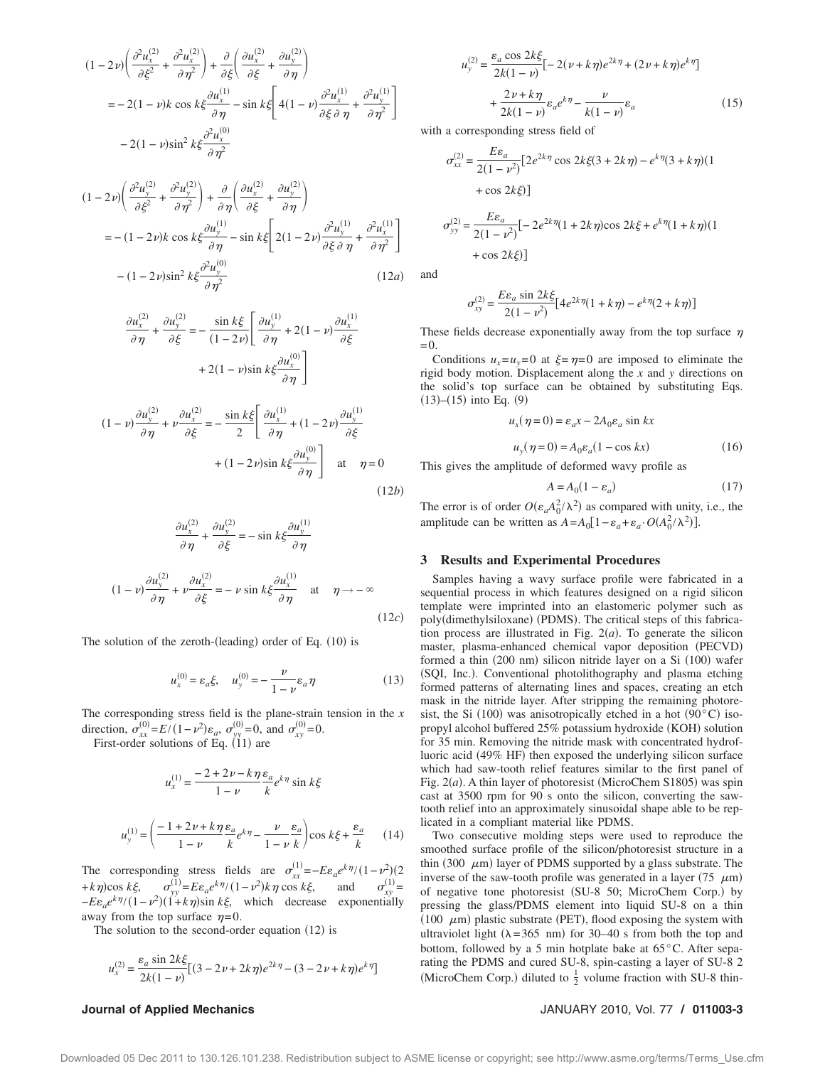$$(1-2\nu)\left(\frac{\partial^2 u_x^{(2)}}{\partial \xi^2}+\frac{\partial^2 u_x^{(2)}}{\partial \eta^2}\right)+\frac{\partial}{\partial \xi}\left(\frac{\partial u_x^{(2)}}{\partial \xi}+\frac{\partial u_y^{(2)}}{\partial \eta}\right)$$
$$=-2(1-\nu)k\cos k\xi\frac{\partial u_x^{(1)}}{\partial \eta}-\sin k\xi\left[4(1-\nu)\frac{\partial^2 u_x^{(1)}}{\partial \xi\,\partial \eta}+\frac{\partial^2 u_y^{(1)}}{\partial \eta^2}\right]$$
$$-2(1-\nu)\sin^2 k\xi\frac{\partial^2 u_x^{(0)}}{\partial \eta^2}$$

$$(1-2\nu)\left(\frac{\partial^2 u_y^{(2)}}{\partial \xi^2}+\frac{\partial^2 u_y^{(2)}}{\partial \eta^2}\right)+\frac{\partial}{\partial \eta}\left(\frac{\partial u_x^{(2)}}{\partial \xi}+\frac{\partial u_y^{(2)}}{\partial \eta}\right)$$
$$=-(1-2\nu)k\cos k\xi\frac{\partial u_y^{(1)}}{\partial \eta}-\sin k\xi\left[2(1-2\nu)\frac{\partial^2 u_y^{(1)}}{\partial \xi\,\partial \eta}+\frac{\partial^2 u_x^{(1)}}{\partial \eta^2}\right]$$
$$-(1-2\nu)\sin^2 k\xi\frac{\partial^2 u_y^{(0)}}{\partial \eta^2} \tag{12a}$$

$$\frac{\partial u_x^{(2)}}{\partial \eta}+\frac{\partial u_y^{(2)}}{\partial \xi}=-\frac{\sin k\xi}{(1-2\nu)}\left[\frac{\partial u_y^{(1)}}{\partial \eta}+2(1-\nu)\frac{\partial u_x^{(1)}}{\partial \xi}+2(1-\nu)\sin k\xi\frac{\partial u_x^{(0)}}{\partial \eta}\right]$$

$$(1-\nu)\frac{\partial u_y^{(2)}}{\partial \eta}+\nu\frac{\partial u_x^{(2)}}{\partial \xi}=-\frac{\sin k\xi}{2}\left[\frac{\partial u_x^{(1)}}{\partial \eta}+(1-2\nu)\frac{\partial u_y^{(1)}}{\partial \xi}+(1-2\nu)\sin k\xi\frac{\partial u_y^{(0)}}{\partial \eta}\right] \quad \text{at} \quad \eta=0 \tag{12b}$$

$$\frac{\partial u_x^{(2)}}{\partial \eta}+\frac{\partial u_y^{(2)}}{\partial \xi}=-\sin k\xi\frac{\partial u_y^{(1)}}{\partial \eta}$$
$$(1-\nu)\frac{\partial u_y^{(2)}}{\partial \eta}+\nu\frac{\partial u_x^{(2)}}{\partial \xi}=-\nu\sin k\xi\frac{\partial u_x^{(1)}}{\partial \eta} \quad \text{at} \quad \eta\to-\infty \tag{12c}$$

The solution of the zeroth-(leading) order of Eq. (10) is

$$u_x^{(0)}=\varepsilon_a\xi, \quad u_y^{(0)}=-\frac{\nu}{1-\nu}\varepsilon_a\eta \tag{13}$$

The corresponding stress field is the plane-strain tension in the $x$ direction, $\sigma_{xx}^{(0)}=E/(1-\nu^2)\varepsilon_a$, $\sigma_{yy}^{(0)}=0$, and $\sigma_{xy}^{(0)}=0$.

First-order solutions of Eq. (11) are

$$u_x^{(1)}=\frac{-2+2\nu-k\eta}{1-\nu}\frac{\varepsilon_a}{k}e^{k\eta}\sin k\xi$$

$$u_y^{(1)}=\left(\frac{-1+2\nu+k\eta}{1-\nu}\frac{\varepsilon_a}{k}e^{k\eta}-\frac{\nu}{1-\nu}\frac{\varepsilon_a}{k}\right)\cos k\xi+\frac{\varepsilon_a}{k} \tag{14}$$

The corresponding stress fields are $\sigma_{xx}^{(1)}=-E\varepsilon_a e^{k\eta}/(1-\nu^2)(2+k\eta)\cos k\xi$, $\sigma_{yy}^{(1)}=E\varepsilon_a e^{k\eta}/(1-\nu^2)k\eta\cos k\xi$, and $\sigma_{xy}^{(1)}=-E\varepsilon_a e^{k\eta}/(1-\nu^2)(1+k\eta)\sin k\xi$, which decrease exponentially away from the top surface $\eta=0$.

The solution to the second-order equation (12) is

$$u_x^{(2)}=\frac{\varepsilon_a\sin 2k\xi}{2k(1-\nu)}[(3-2\nu+2k\eta)e^{2k\eta}-(3-2\nu+k\eta)e^{k\eta}]$$

$$u_y^{(2)}=\frac{\varepsilon_a\cos 2k\xi}{2k(1-\nu)}[-2(\nu+k\eta)e^{2k\eta}+(2\nu+k\eta)e^{k\eta}]+\frac{2\nu+k\eta}{2k(1-\nu)}\varepsilon_a e^{k\eta}-\frac{\nu}{k(1-\nu)}\varepsilon_a \tag{15}$$

with a corresponding stress field of

$$\sigma_{xx}^{(2)}=\frac{E\varepsilon_a}{2(1-\nu^2)}[2e^{2k\eta}\cos 2k\xi(3+2k\eta)-e^{k\eta}(3+k\eta)(1+\cos 2k\xi)]$$

$$\sigma_{yy}^{(2)}=\frac{E\varepsilon_a}{2(1-\nu^2)}[-2e^{2k\eta}(1+2k\eta)\cos 2k\xi+e^{k\eta}(1+k\eta)(1+\cos 2k\xi)]$$

and

$$\sigma_{xy}^{(2)}=\frac{E\varepsilon_a\sin 2k\xi}{2(1-\nu^2)}[4e^{2k\eta}(1+k\eta)-e^{k\eta}(2+k\eta)]$$

These fields decrease exponentially away from the top surface $\eta=0$.

Conditions $u_x=u_y=0$ at $\xi=\eta=0$ are imposed to eliminate the rigid body motion. Displacement along the $x$ and $y$ directions on the solid's top surface can be obtained by substituting Eqs. (13)–(15) into Eq. (9)

$$u_x(\eta=0)=\varepsilon_a x-2A_0\varepsilon_a\sin kx$$
$$u_y(\eta=0)=A_0\varepsilon_a(1-\cos kx) \tag{16}$$

This gives the amplitude of deformed wavy profile as

$$A=A_0(1-\varepsilon_a) \tag{17}$$

The error is of order $O(\varepsilon_a A_0^2/\lambda^2)$ as compared with unity, i.e., the amplitude can be written as $A=A_0[1-\varepsilon_a+\varepsilon_a\cdot O(A_0^2/\lambda^2)]$.

## 3 Results and Experimental Procedures

Samples having a wavy surface profile were fabricated in a sequential process in which features designed on a rigid silicon template were imprinted into an elastomeric polymer such as poly(dimethylsiloxane) (PDMS). The critical steps of this fabrication process are illustrated in Fig. 2(*a*). To generate the silicon master, plasma-enhanced chemical vapor deposition (PECVD) formed a thin (200 nm) silicon nitride layer on a Si (100) wafer (SQI, Inc.). Conventional photolithography and plasma etching formed patterns of alternating lines and spaces, creating an etch mask in the nitride layer. After stripping the remaining photoresist, the Si (100) was anisotropically etched in a hot (90°C) isopropyl alcohol buffered 25% potassium hydroxide (KOH) solution for 35 min. Removing the nitride mask with concentrated hydrofluoric acid (49% HF) then exposed the underlying silicon surface which had saw-tooth relief features similar to the first panel of Fig. 2(*a*). A thin layer of photoresist (MicroChem S1805) was spin cast at 3500 rpm for 90 s onto the silicon, converting the saw-tooth relief into an approximately sinusoidal shape able to be replicated in a compliant material like PDMS.

Two consecutive molding steps were used to reproduce the smoothed surface profile of the silicon/photoresist structure in a thin (300 μm) layer of PDMS supported by a glass substrate. The inverse of the saw-tooth profile was generated in a layer (75 μm) of negative tone photoresist (SU-8 50; MicroChem Corp.) by pressing the glass/PDMS element into liquid SU-8 on a thin (100 μm) plastic substrate (PET), flood exposing the system with ultraviolet light ($\lambda=365$ nm) for 30–40 s from both the top and bottom, followed by a 5 min hotplate bake at 65°C. After separating the PDMS and cured SU-8, spin-casting a layer of SU-8 2 (MicroChem Corp.) diluted to $\frac{1}{2}$ volume fraction with SU-8 thin-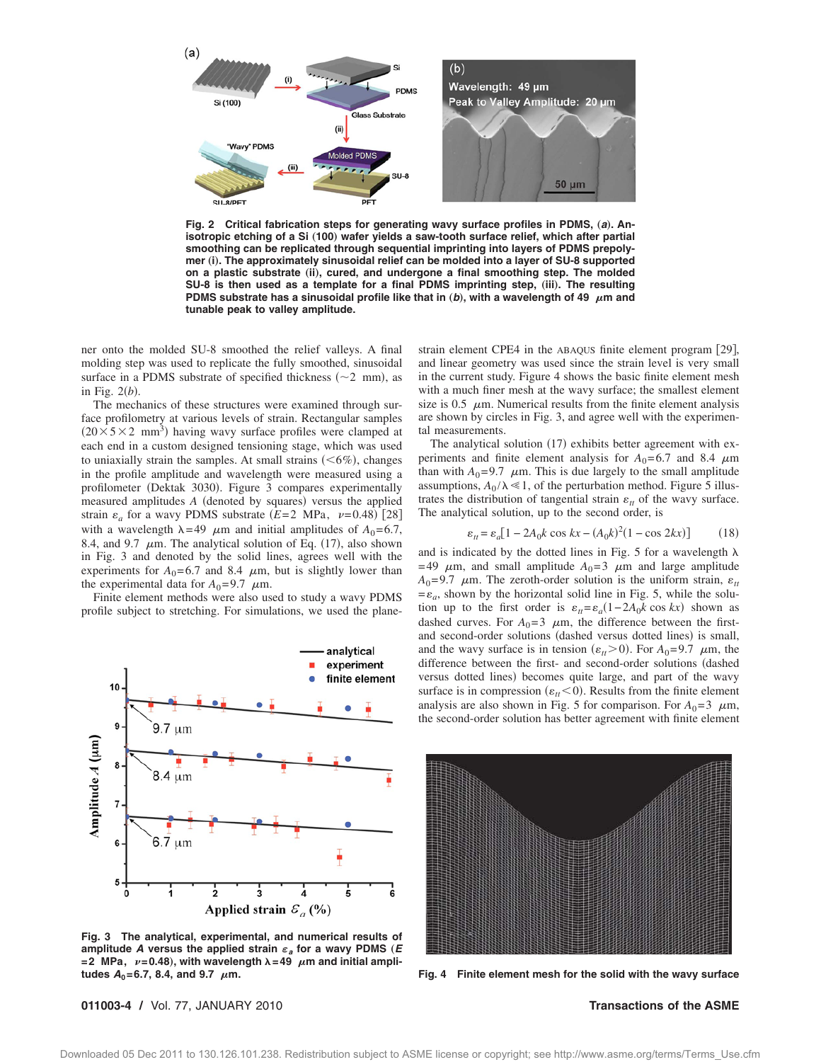**Fig. 2 Critical fabrication steps for generating wavy surface profiles in PDMS, (*a*). Anisotropic etching of a Si (100) wafer yields a saw-tooth surface relief, which after partial smoothing can be replicated through sequential imprinting into layers of PDMS prepolymer (i). The approximately sinusoidal relief can be molded into a layer of SU-8 supported on a plastic substrate (ii), cured, and undergone a final smoothing step. The molded SU-8 is then used as a template for a final PDMS imprinting step, (iii). The resulting PDMS substrate has a sinusoidal profile like that in (*b*), with a wavelength of 49 $\mu$m and tunable peak to valley amplitude.**

ner onto the molded SU-8 smoothed the relief valleys. A final molding step was used to replicate the fully smoothed, sinusoidal surface in a PDMS substrate of specified thickness (~2 mm), as in Fig. 2(*b*).

The mechanics of these structures were examined through surface profilometry at various levels of strain. Rectangular samples ($20\times 5\times 2$ mm$^3$) having wavy surface profiles were clamped at each end in a custom designed tensioning stage, which was used to uniaxially strain the samples. At small strains (<6%), changes in the profile amplitude and wavelength were measured using a profilometer (Dektak 3030). Figure 3 compares experimentally measured amplitudes $A$ (denoted by squares) versus the applied strain $\varepsilon_a$ for a wavy PDMS substrate ($E=2$ MPa, $\nu=0.48$) [28] with a wavelength $\lambda=49$ $\mu$m and initial amplitudes of $A_0=6.7$, 8.4, and 9.7 $\mu$m. The analytical solution of Eq. (17), also shown in Fig. 3 and denoted by the solid lines, agrees well with the experiments for $A_0=6.7$ and 8.4 $\mu$m, but is slightly lower than the experimental data for $A_0=9.7$ $\mu$m.

Finite element methods were also used to study a wavy PDMS profile subject to stretching. For simulations, we used the plane-strain element CPE4 in the ABAQUS finite element program [29], and linear geometry was used since the strain level is very small in the current study. Figure 4 shows the basic finite element mesh with a much finer mesh at the wavy surface; the smallest element size is 0.5 $\mu$m. Numerical results from the finite element analysis are shown by circles in Fig. 3, and agree well with the experimental measurements.

The analytical solution (17) exhibits better agreement with experiments and finite element analysis for $A_0=6.7$ and 8.4 $\mu$m than with $A_0=9.7$ $\mu$m. This is due largely to the small amplitude assumptions, $A_0/\lambda \ll 1$, of the perturbation method. Figure 5 illustrates the distribution of tangential strain $\varepsilon_{tt}$ of the wavy surface. The analytical solution, up to the second order, is

$$\varepsilon_{tt}=\varepsilon_a[1-2A_0k\cos kx-(A_0k)^2(1-\cos 2kx)] \qquad (18)$$

and is indicated by the dotted lines in Fig. 5 for a wavelength $\lambda=49$ $\mu$m, and small amplitude $A_0=3$ $\mu$m and large amplitude $A_0=9.7$ $\mu$m. The zeroth-order solution is the uniform strain, $\varepsilon_{tt}=\varepsilon_a$, shown by the horizontal solid line in Fig. 5, while the solution up to the first order is $\varepsilon_{tt}=\varepsilon_a(1-2A_0k\cos kx)$ shown as dashed curves. For $A_0=3$ $\mu$m, the difference between the first- and second-order solutions (dashed versus dotted lines) is small, and the wavy surface is in tension ($\varepsilon_{tt}>0$). For $A_0=9.7$ $\mu$m, the difference between the first- and second-order solutions (dashed versus dotted lines) becomes quite large, and part of the wavy surface is in compression ($\varepsilon_{tt}<0$). Results from the finite element analysis are also shown in Fig. 5 for comparison. For $A_0=3$ $\mu$m, the second-order solution has better agreement with finite element

**Fig. 3 The analytical, experimental, and numerical results of amplitude $A$ versus the applied strain $\varepsilon_a$ for a wavy PDMS ($E=2$ MPa, $\nu=0.48$), with wavelength $\lambda=49$ $\mu$m and initial amplitudes $A_0=6.7$, 8.4, and 9.7 $\mu$m.**

**Fig. 4 Finite element mesh for the solid with the wavy surface**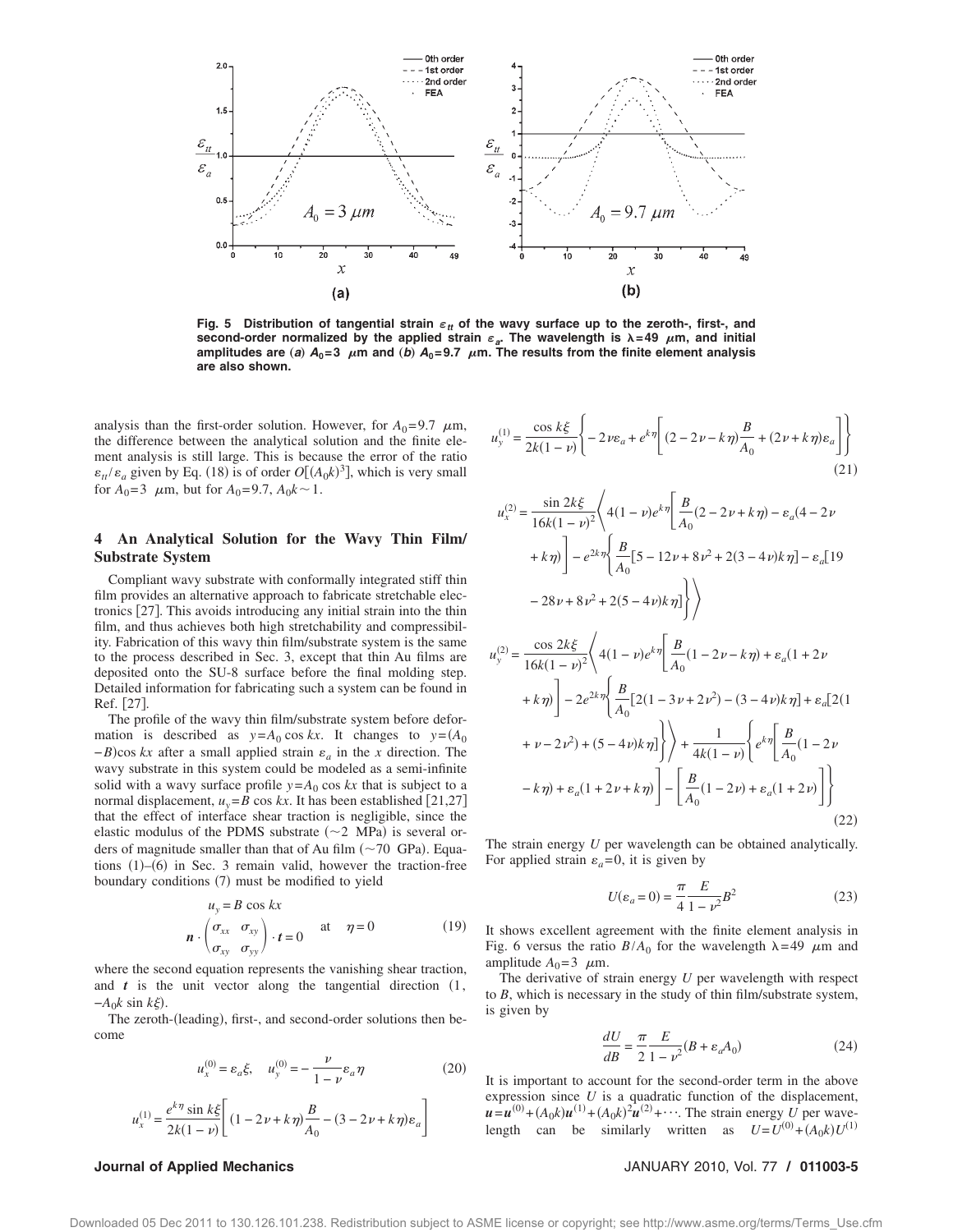Fig. 5 Distribution of tangential strain $\varepsilon_{tt}$ of the wavy surface up to the zeroth-, first-, and second-order normalized by the applied strain $\varepsilon_a$. The wavelength is $\lambda=49$ $\mu$m, and initial amplitudes are (a) $A_0=3$ $\mu$m and (b) $A_0=9.7$ $\mu$m. The results from the finite element analysis are also shown.

analysis than the first-order solution. However, for $A_0=9.7$ $\mu$m, the difference between the analytical solution and the finite element analysis is still large. This is because the error of the ratio $\varepsilon_{tt}/\varepsilon_a$ given by Eq. (18) is of order $O[(A_0k)^3]$, which is very small for $A_0=3$ $\mu$m, but for $A_0=9.7$, $A_0k\sim 1$.

## 4 An Analytical Solution for the Wavy Thin Film/Substrate System

Compliant wavy substrate with conformally integrated stiff thin film provides an alternative approach to fabricate stretchable electronics [27]. This avoids introducing any initial strain into the thin film, and thus achieves both high stretchability and compressibility. Fabrication of this wavy thin film/substrate system is the same to the process described in Sec. 3, except that thin Au films are deposited onto the SU-8 surface before the final molding step. Detailed information for fabricating such a system can be found in Ref. [27].

The profile of the wavy thin film/substrate system before deformation is described as $y=A_0\cos kx$. It changes to $y=(A_0-B)\cos kx$ after a small applied strain $\varepsilon_a$ in the $x$ direction. The wavy substrate in this system could be modeled as a semi-infinite solid with a wavy surface profile $y=A_0\cos kx$ that is subject to a normal displacement, $u_y=B\cos kx$. It has been established [21,27] that the effect of interface shear traction is negligible, since the elastic modulus of the PDMS substrate ($\sim$2 MPa) is several orders of magnitude smaller than that of Au film ($\sim$70 GPa). Equations (1)–(6) in Sec. 3 remain valid, however the traction-free boundary conditions (7) must be modified to yield

$$
\begin{gathered}
u_y = B\cos kx \\
\boldsymbol{n}\cdot\begin{pmatrix}\sigma_{xx} & \sigma_{xy}\\ \sigma_{xy} & \sigma_{yy}\end{pmatrix}\cdot\boldsymbol{t} = 0 \quad \text{at} \quad \eta=0
\end{gathered}
\tag{19}
$$

where the second equation represents the vanishing shear traction, and $\boldsymbol{t}$ is the unit vector along the tangential direction $(1, -A_0k\sin k\xi)$.

The zeroth-(leading), first-, and second-order solutions then become

$$
u_x^{(0)} = \varepsilon_a\xi, \quad u_y^{(0)} = -\frac{\nu}{1-\nu}\varepsilon_a\eta \tag{20}
$$

$$
u_x^{(1)} = \frac{e^{k\eta}\sin k\xi}{2k(1-\nu)}\left[(1-2\nu+k\eta)\frac{B}{A_0} - (3-2\nu+k\eta)\varepsilon_a\right]
$$

$$
u_y^{(1)} = \frac{\cos k\xi}{2k(1-\nu)}\left\{-2\nu\varepsilon_a + e^{k\eta}\left[(2-2\nu-k\eta)\frac{B}{A_0} + (2\nu+k\eta)\varepsilon_a\right]\right\} \tag{21}
$$

$$
\begin{aligned}
u_x^{(2)} = \frac{\sin 2k\xi}{16k(1-\nu)^2}\Bigg\langle & 4(1-\nu)e^{k\eta}\left[\frac{B}{A_0}(2-2\nu+k\eta) - \varepsilon_a(4-2\nu+k\eta)\right] \\
& - e^{2k\eta}\left\{\frac{B}{A_0}[5-12\nu+8\nu^2+2(3-4\nu)k\eta] - \varepsilon_a[19-28\nu+8\nu^2+2(5-4\nu)k\eta]\right\}\Bigg\rangle
\end{aligned}
$$

$$
\begin{aligned}
u_y^{(2)} = \frac{\cos 2k\xi}{16k(1-\nu)^2}\Bigg\langle & 4(1-\nu)e^{k\eta}\left[\frac{B}{A_0}(1-2\nu-k\eta) + \varepsilon_a(1+2\nu+k\eta)\right] \\
& - 2e^{2k\eta}\left\{\frac{B}{A_0}[2(1-3\nu+2\nu^2)-(3-4\nu)k\eta] + \varepsilon_a[2(1+\nu-2\nu^2)+(5-4\nu)k\eta]\right\}\Bigg\rangle \\
& + \frac{1}{4k(1-\nu)}\left\{e^{k\eta}\left[\frac{B}{A_0}(1-2\nu-k\eta) + \varepsilon_a(1+2\nu+k\eta)\right] - \left[\frac{B}{A_0}(1-2\nu) + \varepsilon_a(1+2\nu)\right]\right\}
\end{aligned}
\tag{22}
$$

The strain energy $U$ per wavelength can be obtained analytically. For applied strain $\varepsilon_a=0$, it is given by

$$
U(\varepsilon_a=0) = \frac{\pi}{4}\frac{E}{1-\nu^2}B^2 \tag{23}
$$

It shows excellent agreement with the finite element analysis in Fig. 6 versus the ratio $B/A_0$ for the wavelength $\lambda=49$ $\mu$m and amplitude $A_0=3$ $\mu$m.

The derivative of strain energy $U$ per wavelength with respect to $B$, which is necessary in the study of thin film/substrate system, is given by

$$
\frac{dU}{dB} = \frac{\pi}{2}\frac{E}{1-\nu^2}(B+\varepsilon_a A_0) \tag{24}
$$

It is important to account for the second-order term in the above expression since $U$ is a quadratic function of the displacement, $\boldsymbol{u}=\boldsymbol{u}^{(0)}+(A_0k)\boldsymbol{u}^{(1)}+(A_0k)^2\boldsymbol{u}^{(2)}+\cdots$. The strain energy $U$ per wavelength can be similarly written as $U=U^{(0)}+(A_0k)U^{(1)}$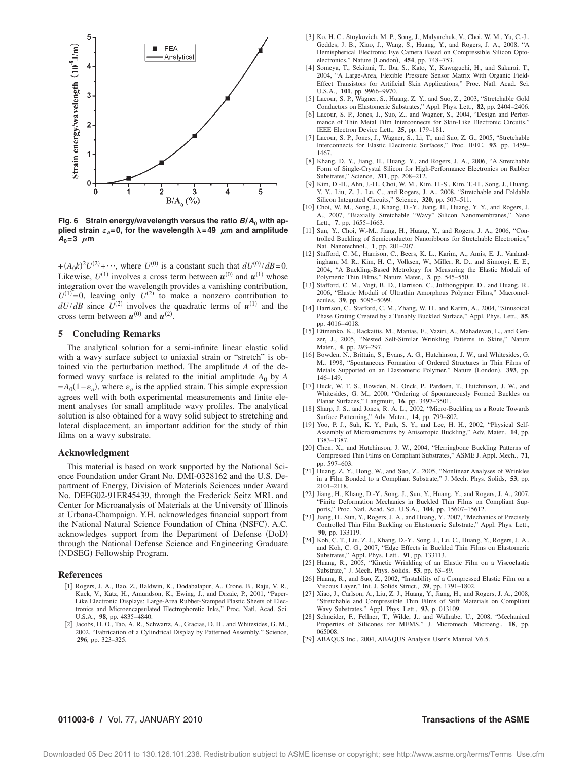5

4

3

2

1

0

0 1 2 3 4 5

Strain energy/wavelength $(10^{-8}$J/m)

$B/A_0$ (%)

FEA

Analytical

**Fig. 6 Strain energy/wavelength versus the ratio $B/A_0$ with applied strain $\varepsilon_a=0$, for the wavelength $\lambda=49$ $\mu$m and amplitude $A_0=3$ $\mu$m**

$+(A_0k)^2U^{(2)}+\cdots$, where $U^{(0)}$ is a constant such that $dU^{(0)}/dB=0$. Likewise, $U^{(1)}$ involves a cross term between $\boldsymbol{u}^{(0)}$ and $\boldsymbol{u}^{(1)}$ whose integration over the wavelength provides a vanishing contribution, $U^{(1)}=0$, leaving only $U^{(2)}$ to make a nonzero contribution to $dU/dB$ since $U^{(2)}$ involves the quadratic terms of $\boldsymbol{u}^{(1)}$ and the cross term between $\boldsymbol{u}^{(0)}$ and $\boldsymbol{u}^{(2)}$.

## 5 Concluding Remarks

The analytical solution for a semi-infinite linear elastic solid with a wavy surface subject to uniaxial strain or "stretch" is obtained via the perturbation method. The amplitude $A$ of the deformed wavy surface is related to the initial amplitude $A_0$ by $A=A_0(1-\varepsilon_a)$, where $\varepsilon_a$ is the applied strain. This simple expression agrees well with both experimental measurements and finite element analyses for small amplitude wavy profiles. The analytical solution is also obtained for a wavy solid subject to stretching and lateral displacement, an important addition for the study of thin films on a wavy substrate.

## Acknowledgment

This material is based on work supported by the National Science Foundation under Grant No. DMI-0328162 and the U.S. Department of Energy, Division of Materials Sciences under Award No. DEFG02-91ER45439, through the Frederick Seitz MRL and Center for Microanalysis of Materials at the University of Illinois at Urbana-Champaign. Y.H. acknowledges financial support from the National Natural Science Foundation of China (NSFC). A.C. acknowledges support from the Department of Defense (DoD) through the National Defense Science and Engineering Graduate (NDSEG) Fellowship Program.

## References

[1] Rogers, J. A., Bao, Z., Baldwin, K., Dodabalapur, A., Crone, B., Raju, V. R., Kuck, V., Katz, H., Amundson, K., Ewing, J., and Drzaic, P., 2001, "Paper-Like Electronic Displays: Large-Area Rubber-Stamped Plastic Sheets of Electronics and Microencapsulated Electrophoretic Inks," Proc. Natl. Acad. Sci. U.S.A., **98**, pp. 4835–4840.

[2] Jacobs, H. O., Tao, A. R., Schwartz, A., Gracias, D. H., and Whitesides, G. M., 2002, "Fabrication of a Cylindrical Display by Patterned Assembly," Science, **296**, pp. 323–325.

[3] Ko, H. C., Stoykovich, M. P., Song, J., Malyarchuk, V., Choi, W. M., Yu, C.-J., Geddes, J. B., Xiao, J., Wang, S., Huang, Y., and Rogers, J. A., 2008, "A Hemispherical Electronic Eye Camera Based on Compressible Silicon Optoelectronics," Nature (London), **454**, pp. 748–753.

[4] Someya, T., Sekitani, T., Iba, S., Kato, Y., Kawaguchi, H., and Sakurai, T., 2004, "A Large-Area, Flexible Pressure Sensor Matrix With Organic Field-Effect Transistors for Artificial Skin Applications," Proc. Natl. Acad. Sci. U.S.A., **101**, pp. 9966–9970.

[5] Lacour, S. P., Wagner, S., Huang, Z. Y., and Suo, Z., 2003, "Stretchable Gold Conductors on Elastomeric Substrates," Appl. Phys. Lett., **82**, pp. 2404–2406.

[6] Lacour, S. P., Jones, J., Suo, Z., and Wagner, S., 2004, "Design and Performance of Thin Metal Film Interconnects for Skin-Like Electronic Circuits," IEEE Electron Device Lett., **25**, pp. 179–181.

[7] Lacour, S. P., Jones, J., Wagner, S., Li, T., and Suo, Z. G., 2005, "Stretchable Interconnects for Elastic Electronic Surfaces," Proc. IEEE, **93**, pp. 1459–1467.

[8] Khang, D. Y., Jiang, H., Huang, Y., and Rogers, J. A., 2006, "A Stretchable Form of Single-Crystal Silicon for High-Performance Electronics on Rubber Substrates," Science, **311**, pp. 208–212.

[9] Kim, D.-H., Ahn, J.-H., Choi, W. M., Kim, H.-S., Kim, T.-H., Song, J., Huang, Y. Y., Liu, Z. J., Lu, C., and Rogers, J. A., 2008, "Stretchable and Foldable Silicon Integrated Circuits," Science, **320**, pp. 507–511.

[10] Choi, W. M., Song, J., Khang, D.-Y., Jiang, H., Huang, Y. Y., and Rogers, J. A., 2007, "Biaxially Stretchable "Wavy" Silicon Nanomembranes," Nano Lett., **7**, pp. 1655–1663.

[11] Sun, Y., Choi, W.-M., Jiang, H., Huang, Y., and Rogers, J. A., 2006, "Controlled Buckling of Semiconductor Nanoribbons for Stretchable Electronics," Nat. Nanotechnol., **1**, pp. 201–207.

[12] Stafford, C. M., Harrison, C., Beers, K. L., Karim, A., Amis, E. J., Vanlandingham, M. R., Kim, H. C., Volksen, W., Miller, R. D., and Simonyi, E. E., 2004, "A Buckling-Based Metrology for Measuring the Elastic Moduli of Polymeric Thin Films," Nature Mater., **3**, pp. 545–550.

[13] Stafford, C. M., Vogt, B. D., Harrison, C., Julthongpiput, D., and Huang, R., 2006, "Elastic Moduli of Ultrathin Amorphous Polymer Films," Macromolecules, **39**, pp. 5095–5099.

[14] Harrison, C., Stafford, C. M., Zhang, W. H., and Karim, A., 2004, "Sinusoidal Phase Grating Created by a Tunably Buckled Surface," Appl. Phys. Lett., **85**, pp. 4016–4018.

[15] Efimenko, K., Rackaitis, M., Manias, E., Vaziri, A., Mahadevan, L., and Genzer, J., 2005, "Nested Self-Similar Wrinkling Patterns in Skins," Nature Mater., **4**, pp. 293–297.

[16] Bowden, N., Brittain, S., Evans, A. G., Hutchinson, J. W., and Whitesides, G. M., 1998, "Spontaneous Formation of Ordered Structures in Thin Films of Metals Supported on an Elastomeric Polymer," Nature (London), **393**, pp. 146–149.

[17] Huck, W. T. S., Bowden, N., Onck, P., Pardoen, T., Hutchinson, J. W., and Whitesides, G. M., 2000, "Ordering of Spontaneously Formed Buckles on Planar Surfaces," Langmuir, **16**, pp. 3497–3501.

[18] Sharp, J. S., and Jones, R. A. L., 2002, "Micro-Buckling as a Route Towards Surface Patterning," Adv. Mater., **14**, pp. 799–802.

[19] Yoo, P. J., Suh, K. Y., Park, S. Y., and Lee, H. H., 2002, "Physical Self-Assembly of Microstructures by Anisotropic Buckling," Adv. Mater., **14**, pp. 1383–1387.

[20] Chen, X., and Hutchinson, J. W., 2004, "Herringbone Buckling Patterns of Compressed Thin Films on Compliant Substrates," ASME J. Appl. Mech., **71**, pp. 597–603.

[21] Huang, Z. Y., Hong, W., and Suo, Z., 2005, "Nonlinear Analyses of Wrinkles in a Film Bonded to a Compliant Substrate," J. Mech. Phys. Solids, **53**, pp. 2101–2118.

[22] Jiang, H., Khang, D.-Y., Song, J., Sun, Y., Huang, Y., and Rogers, J. A., 2007, "Finite Deformation Mechanics in Buckled Thin Films on Compliant Supports," Proc. Natl. Acad. Sci. U.S.A., **104**, pp. 15607–15612.

[23] Jiang, H., Sun, Y., Rogers, J. A., and Huang, Y., 2007, "Mechanics of Precisely Controlled Thin Film Buckling on Elastomeric Substrate," Appl. Phys. Lett., **90**, pp. 133119.

[24] Koh, C. T., Liu, Z. J., Khang, D.-Y., Song, J., Lu, C., Huang, Y., Rogers, J. A., and Koh, C. G., 2007, "Edge Effects in Buckled Thin Films on Elastomeric Substrates," Appl. Phys. Lett., **91**, pp. 133113.

[25] Huang, R., 2005, "Kinetic Wrinkling of an Elastic Film on a Viscoelastic Substrate," J. Mech. Phys. Solids, **53**, pp. 63–89.

[26] Huang, R., and Suo, Z., 2002, "Instability of a Compressed Elastic Film on a Viscous Layer," Int. J. Solids Struct., **39**, pp. 1791–1802.

[27] Xiao, J., Carlson, A., Liu, Z. J., Huang, Y., Jiang, H., and Rogers, J. A., 2008, "Stretchable and Compressible Thin Films of Stiff Materials on Compliant Wavy Substrates," Appl. Phys. Lett., **93**, p. 013109.

[28] Schneider, F., Fellner, T., Wilde, J., and Wallrabe, U., 2008, "Mechanical Properties of Silicones for MEMS," J. Micromech. Microeng., **18**, pp. 065008.

[29] ABAQUS Inc., 2004, ABAQUS Analysis User's Manual V6.5.